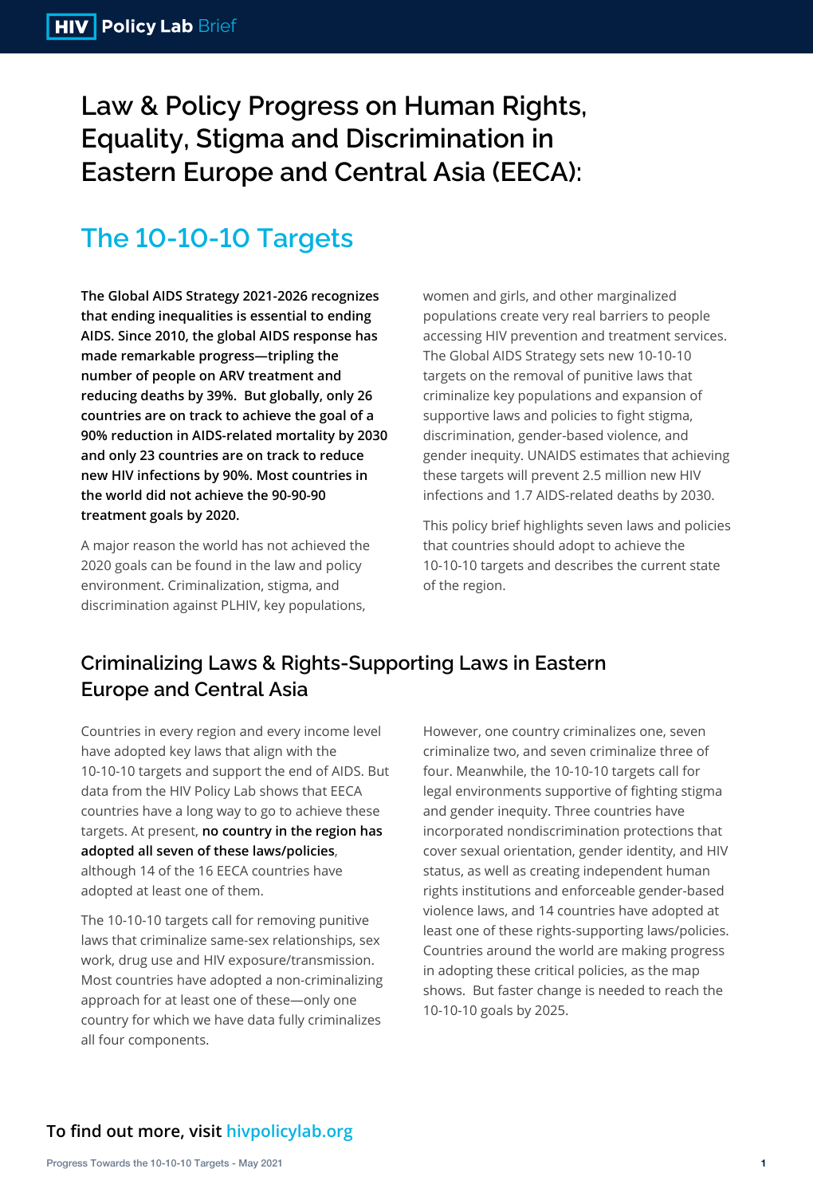HIV Policy Lab Brief

# Law & Policy Progress on Human Rights, Equality, Stigma and Discrimination in Eastern Europe and Central Asia (EECA):

## The 10-10-10 Targets

**The Global AIDS Strategy 2021-2026 recognizes that ending inequalities is essential to ending AIDS. Since 2010, the global AIDS response has made remarkable progress—tripling the number of people on ARV treatment and reducing deaths by 39%. But globally, only 26 countries are on track to achieve the goal of a 90% reduction in AIDS-related mortality by 2030 and only 23 countries are on track to reduce new HIV infections by 90%. Most countries in the world did not achieve the 90-90-90 treatment goals by 2020.**

A major reason the world has not achieved the 2020 goals can be found in the law and policy environment. Criminalization, stigma, and discrimination against PLHIV, key populations, women and girls, and other marginalized populations create very real barriers to people accessing HIV prevention and treatment services. The Global AIDS Strategy sets new 10-10-10 targets on the removal of punitive laws that criminalize key populations and expansion of supportive laws and policies to fight stigma, discrimination, gender-based violence, and gender inequity. UNAIDS estimates that achieving these targets will prevent 2.5 million new HIV infections and 1.7 AIDS-related deaths by 2030.

This policy brief highlights seven laws and policies that countries should adopt to achieve the 10-10-10 targets and describes the current state of the region.

## Criminalizing Laws & Rights-Supporting Laws in Eastern Europe and Central Asia

Countries in every region and every income level have adopted key laws that align with the 10-10-10 targets and support the end of AIDS. But data from the HIV Policy Lab shows that EECA countries have a long way to go to achieve these targets. At present, **no country in the region has adopted all seven of these laws/policies**, although 14 of the 16 EECA countries have adopted at least one of them.

The 10-10-10 targets call for removing punitive laws that criminalize same-sex relationships, sex work, drug use and HIV exposure/transmission. Most countries have adopted a non-criminalizing approach for at least one of these—only one country for which we have data fully criminalizes all four components.

However, one country criminalizes one, seven criminalize two, and seven criminalize three of four. Meanwhile, the 10-10-10 targets call for legal environments supportive of fighting stigma and gender inequity. Three countries have incorporated nondiscrimination protections that cover sexual orientation, gender identity, and HIV status, as well as creating independent human rights institutions and enforceable gender-based violence laws, and 14 countries have adopted at least one of these rights-supporting laws/policies. Countries around the world are making progress in adopting these critical policies, as the map shows. But faster change is needed to reach the 10-10-10 goals by 2025.

**To find out more, visit hivpolicylab.org**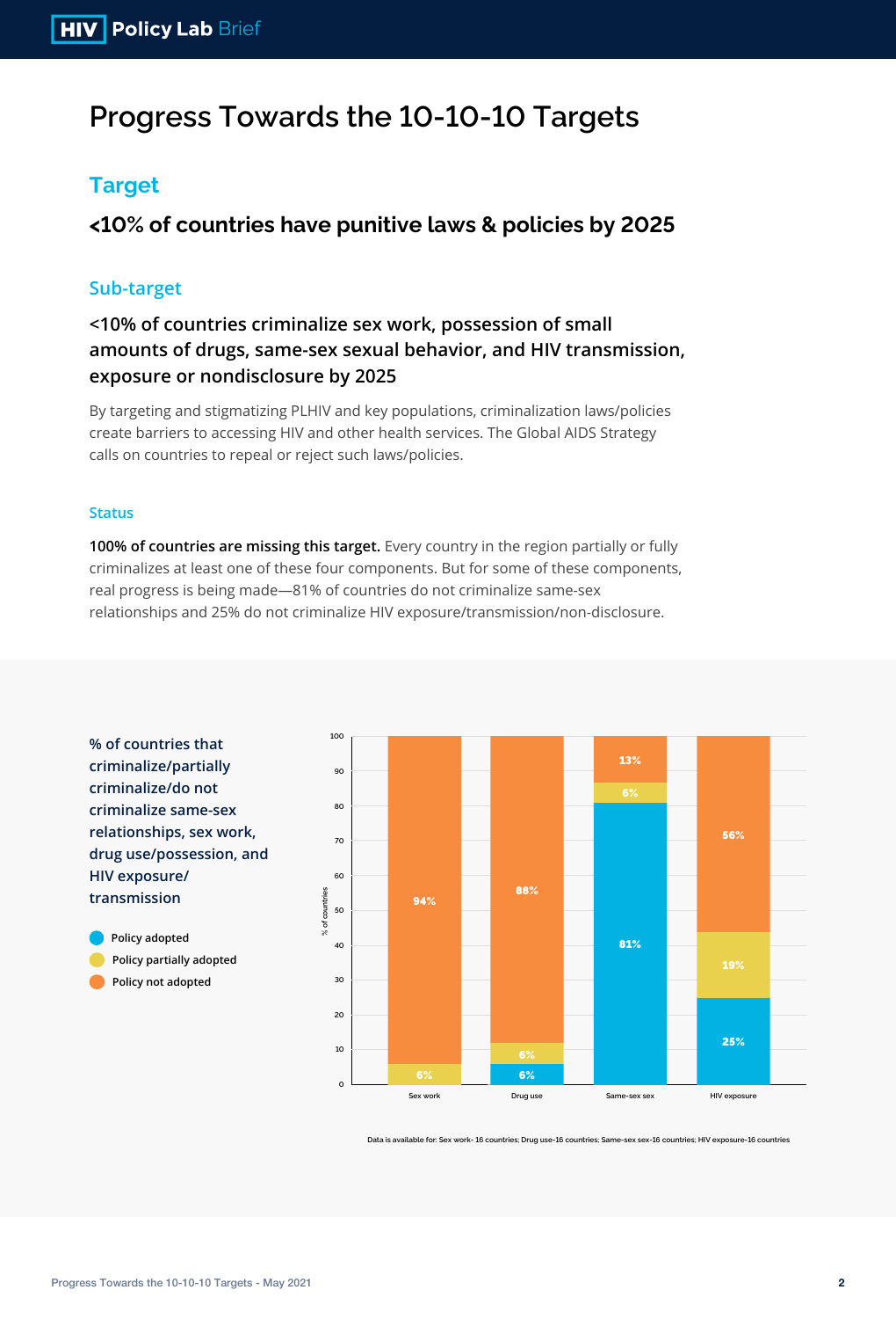# Progress Towards the 10-10-10 Targets

## Target

### <10% of countries have punitive laws & policies by 2025

## Sub-target

### <10% of countries criminalize sex work, possession of small amounts of drugs, same-sex sexual behavior, and HIV transmission, exposure or nondisclosure by 2025

By targeting and stigmatizing PLHIV and key populations, criminalization laws/policies create barriers to accessing HIV and other health services. The Global AIDS Strategy calls on countries to repeal or reject such laws/policies.

#### Status

**100% of countries are missing this target.** Every country in the region partially or fully criminalizes at least one of these four components. But for some of these components, real progress is being made—81% of countries do not criminalize same-sex relationships and 25% do not criminalize HIV exposure/transmission/non-disclosure.

**% of countries that criminalize/partially criminalize/do not criminalize same-sex relationships, sex work, drug use/possession, and HIV exposure/ transmission**

| | Policy adopted | Policy partially adopted | Policy not adopted |
|---|---|---|---|
| Sex work | | 6% | 94% |
| Drug use | 6% | 6% | 88% |
| Same-sex sex | 81% | 6% | 13% |
| HIV exposure | 25% | 19% | 56% |

Data is available for: Sex work- 16 countries; Drug use-16 countries; Same-sex sex-16 countries; HIV exposure-16 countries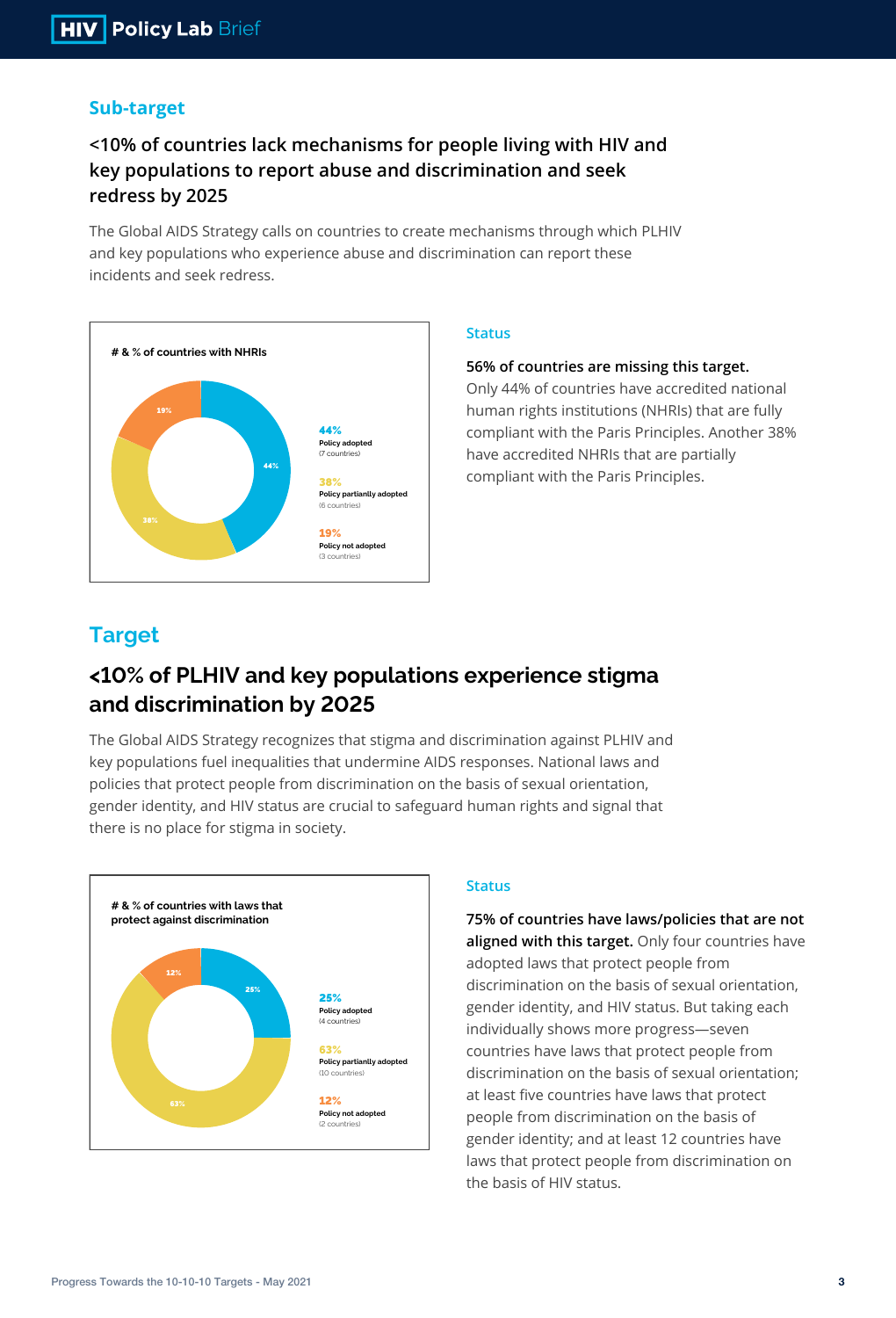## Sub-target

### <10% of countries lack mechanisms for people living with HIV and key populations to report abuse and discrimination and seek redress by 2025

The Global AIDS Strategy calls on countries to create mechanisms through which PLHIV and key populations who experience abuse and discrimination can report these incidents and seek redress.

**# & % of countries with NHRIs**

- **44%** Policy adopted (7 countries)
- **38%** Policy partianlly adopted (6 countries)
- **19%** Policy not adopted (3 countries)

### Status

**56% of countries are missing this target.** Only 44% of countries have accredited national human rights institutions (NHRIs) that are fully compliant with the Paris Principles. Another 38% have accredited NHRIs that are partially compliant with the Paris Principles.

## Target

### <10% of PLHIV and key populations experience stigma and discrimination by 2025

The Global AIDS Strategy recognizes that stigma and discrimination against PLHIV and key populations fuel inequalities that undermine AIDS responses. National laws and policies that protect people from discrimination on the basis of sexual orientation, gender identity, and HIV status are crucial to safeguard human rights and signal that there is no place for stigma in society.

**# & % of countries with laws that protect against discrimination**

- **25%** Policy adopted (4 countries)
- **63%** Policy partianlly adopted (10 countries)
- **12%** Policy not adopted (2 countries)

### Status

**75% of countries have laws/policies that are not aligned with this target.** Only four countries have adopted laws that protect people from discrimination on the basis of sexual orientation, gender identity, and HIV status. But taking each individually shows more progress—seven countries have laws that protect people from discrimination on the basis of sexual orientation; at least five countries have laws that protect people from discrimination on the basis of gender identity; and at least 12 countries have laws that protect people from discrimination on the basis of HIV status.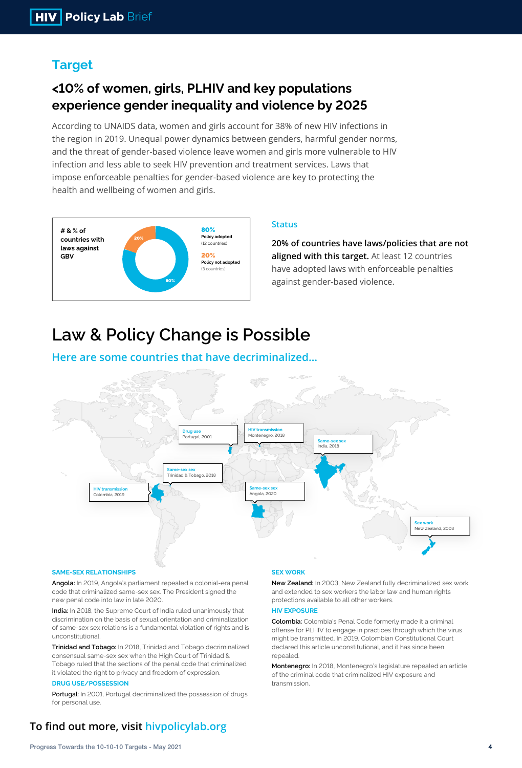## Target

### <10% of women, girls, PLHIV and key populations experience gender inequality and violence by 2025

According to UNAIDS data, women and girls account for 38% of new HIV infections in the region in 2019. Unequal power dynamics between genders, harmful gender norms, and the threat of gender-based violence leave women and girls more vulnerable to HIV infection and less able to seek HIV prevention and treatment services. Laws that impose enforceable penalties for gender-based violence are key to protecting the health and wellbeing of women and girls.

**# & % of countries with laws against GBV**

- **80%** Policy adopted (12 countries)
- **20%** Policy not adopted (3 countries)

### Status

**20% of countries have laws/policies that are not aligned with this target.** At least 12 countries have adopted laws with enforceable penalties against gender-based violence.

# Law & Policy Change is Possible

### Here are some countries that have decriminalized...

- Drug use — Portugal, 2001
- HIV transmission — Montenegro, 2018
- Same-sex sex — India, 2018
- Same-sex sex — Trinidad & Tobago, 2018
- HIV transmission — Colombia, 2019
- Same-sex sex — Angola, 2020
- Sex work — New Zealand, 2003

#### SAME-SEX RELATIONSHIPS

**Angola:** In 2019, Angola's parliament repealed a colonial-era penal code that criminalized same-sex sex. The President signed the new penal code into law in late 2020.

**India:** In 2018, the Supreme Court of India ruled unanimously that discrimination on the basis of sexual orientation and criminalization of same-sex sex relations is a fundamental violation of rights and is unconstitutional.

**Trinidad and Tobago:** In 2018, Trinidad and Tobago decriminalized consensual same-sex sex when the High Court of Trinidad & Tobago ruled that the sections of the penal code that criminalized it violated the right to privacy and freedom of expression.

#### DRUG USE/POSSESSION

**Portugal:** In 2001, Portugal decriminalized the possession of drugs for personal use.

#### SEX WORK

**New Zealand:** In 2003, New Zealand fully decriminalized sex work and extended to sex workers the labor law and human rights protections available to all other workers.

#### HIV EXPOSURE

**Colombia:** Colombia's Penal Code formerly made it a criminal offense for PLHIV to engage in practices through which the virus might be transmitted. In 2019, Colombian Constitutional Court declared this article unconstitutional, and it has since been repealed.

**Montenegro:** In 2018, Montenegro's legislature repealed an article of the criminal code that criminalized HIV exposure and transmission.

**To find out more, visit hivpolicylab.org**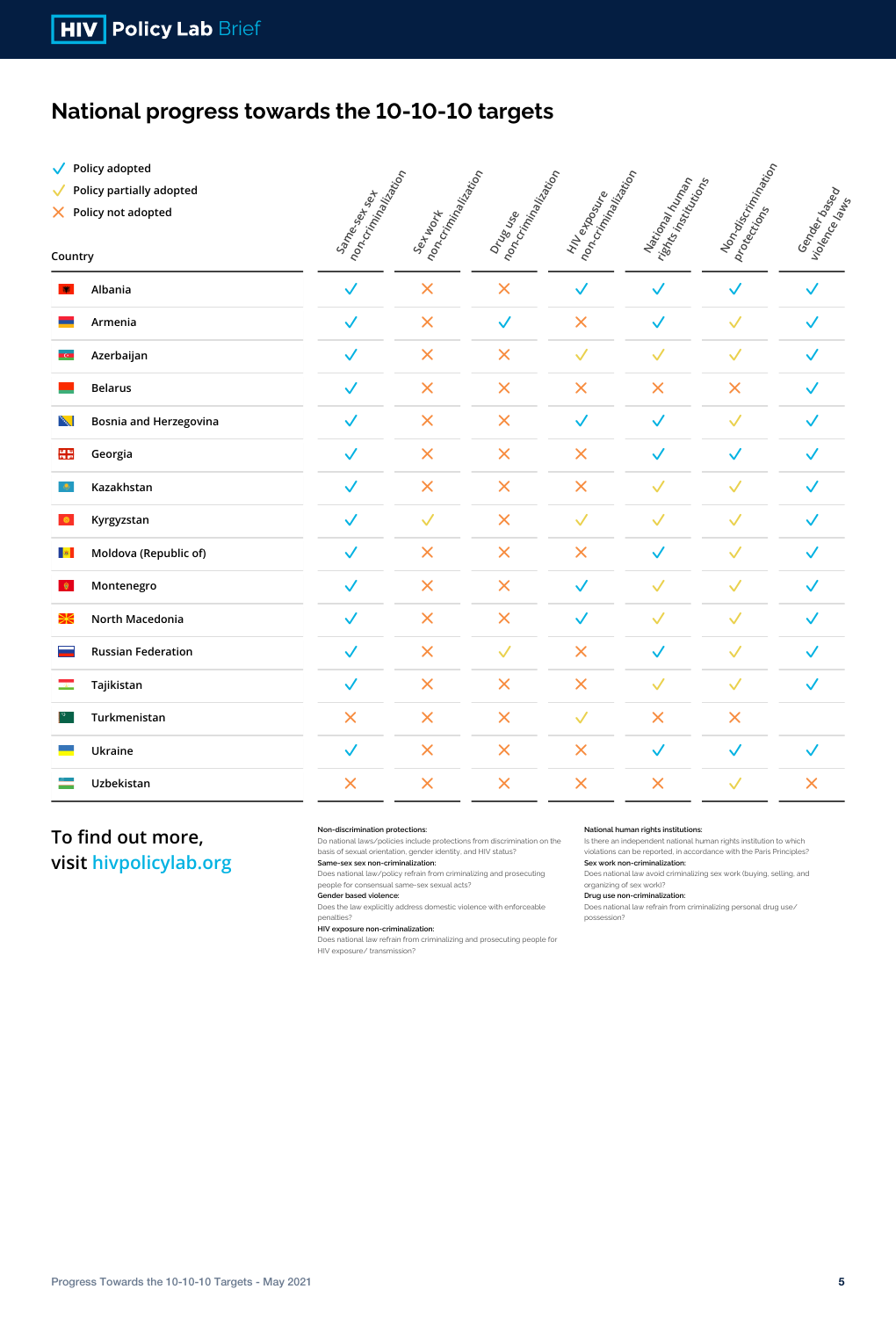## National progress towards the 10-10-10 targets

✓ Policy adopted
✓ Policy partially adopted
✗ Policy not adopted

| Country | Same-sex sex non-criminalization | Sex work non-criminalization | Drug use non-criminalization | HIV exposure non-criminalization | National human rights institutions | Non-discrimination protections | Gender based violence laws |
|---|---|---|---|---|---|---|---|
| Albania | Policy adopted | Policy not adopted | Policy not adopted | Policy adopted | Policy adopted | Policy adopted | Policy adopted |
| Armenia | Policy adopted | Policy not adopted | Policy adopted | Policy not adopted | Policy adopted | Policy partially adopted | Policy adopted |
| Azerbaijan | Policy adopted | Policy not adopted | Policy not adopted | Policy partially adopted | Policy partially adopted | Policy partially adopted | Policy adopted |
| Belarus | Policy adopted | Policy not adopted | Policy not adopted | Policy not adopted | Policy not adopted | Policy not adopted | Policy adopted |
| Bosnia and Herzegovina | Policy adopted | Policy not adopted | Policy not adopted | Policy adopted | Policy adopted | Policy partially adopted | Policy adopted |
| Georgia | Policy adopted | Policy not adopted | Policy not adopted | Policy not adopted | Policy adopted | Policy adopted | Policy adopted |
| Kazakhstan | Policy adopted | Policy not adopted | Policy not adopted | Policy not adopted | Policy partially adopted | Policy partially adopted | Policy adopted |
| Kyrgyzstan | Policy adopted | Policy partially adopted | Policy not adopted | Policy partially adopted | Policy partially adopted | Policy partially adopted | Policy adopted |
| Moldova (Republic of) | Policy adopted | Policy not adopted | Policy not adopted | Policy not adopted | Policy adopted | Policy partially adopted | Policy adopted |
| Montenegro | Policy adopted | Policy not adopted | Policy not adopted | Policy adopted | Policy partially adopted | Policy partially adopted | Policy adopted |
| North Macedonia | Policy adopted | Policy not adopted | Policy not adopted | Policy adopted | Policy partially adopted | Policy partially adopted | Policy adopted |
| Russian Federation | Policy adopted | Policy not adopted | Policy partially adopted | Policy not adopted | Policy adopted | Policy partially adopted | Policy adopted |
| Tajikistan | Policy adopted | Policy not adopted | Policy not adopted | Policy not adopted | Policy partially adopted | Policy partially adopted | Policy adopted |
| Turkmenistan | Policy not adopted | Policy not adopted | Policy not adopted | Policy partially adopted | Policy not adopted | Policy not adopted | |
| Ukraine | Policy adopted | Policy not adopted | Policy not adopted | Policy not adopted | Policy adopted | Policy adopted | Policy adopted |
| Uzbekistan | Policy not adopted | Policy not adopted | Policy not adopted | Policy not adopted | Policy not adopted | Policy partially adopted | Policy not adopted |

To find out more, visit hivpolicylab.org

**Non-discrimination protections:**
Do national laws/policies include protections from discrimination on the basis of sexual orientation, gender identity, and HIV status?

**Same-sex sex non-criminalization:**
Does national law/policy refrain from criminalizing and prosecuting people for consensual same-sex sexual acts?

**Gender based violence:**
Does the law explicitly address domestic violence with enforceable penalties?

**HIV exposure non-criminalization:**
Does national law refrain from criminalizing and prosecuting people for HIV exposure/ transmission?

**National human rights institutions:**
Is there an independent national human rights institution to which violations can be reported, in accordance with the Paris Principles?

**Sex work non-criminalization:**
Does national law avoid criminalizing sex work (buying, selling, and organizing of sex work)?

**Drug use non-criminalization:**
Does national law refrain from criminalizing personal drug use/ possession?